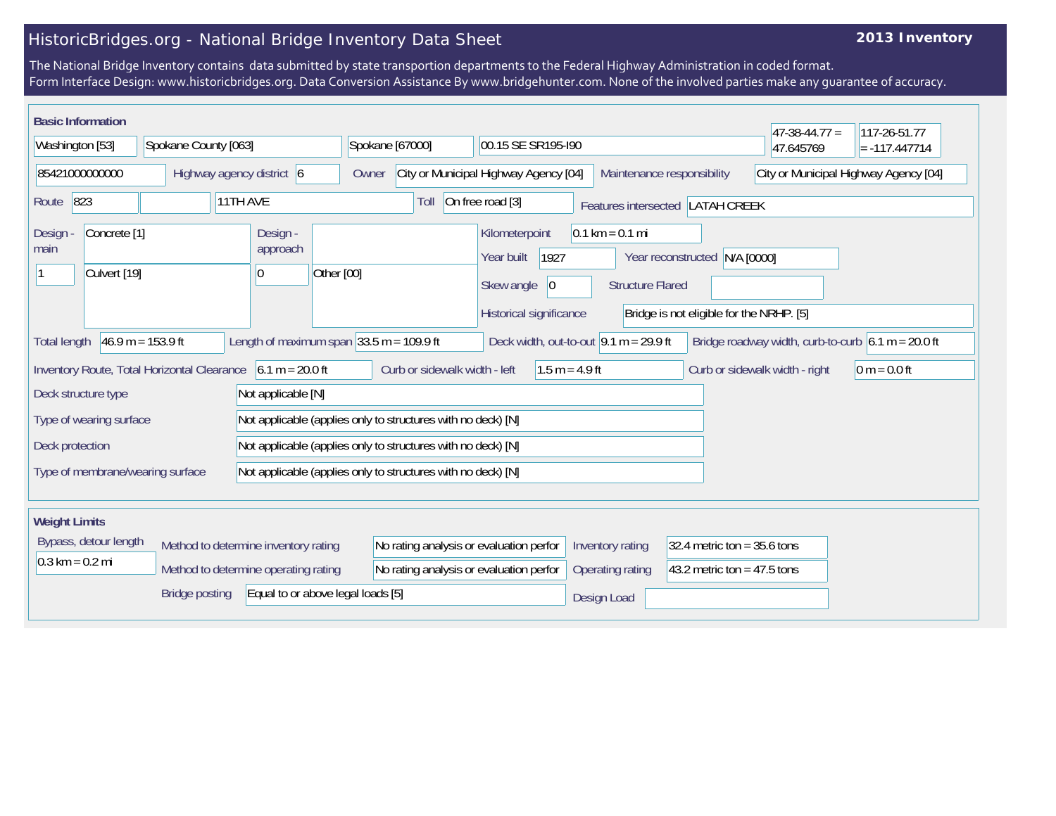# HistoricBridges.org - National Bridge Inventory Data Sheet

**2013 Inventory**

The National Bridge Inventory contains data submitted by state transportion departments to the Federal Highway Administration in coded format.
Form Interface Design: www.historicbridges.org. Data Conversion Assistance By www.bridgehunter.com. None of the involved parties make any guarantee of accuracy.

## Basic Information

| | | | | | |
|---|---|---|---|---|---|
| Washington [53] | Spokane County [063] | Spokane [67000] | 00.15 SE SR195-I90 | 47-38-44.77 = 47.645769 | 117-26-51.77 = -117.447714 |

| Field | Value |
|---|---|
| Structure number | 85421000000000 |
| Highway agency district | 6 |
| Owner | City or Municipal Highway Agency [04] |
| Maintenance responsibility | City or Municipal Highway Agency [04] |
| Route | 823 |
| Facility carried | 11TH AVE |
| Toll | On free road [3] |
| Features intersected | LATAH CREEK |
| Design - main | Concrete [1] |
| Design - main (spans) | 1 — Culvert [19] |
| Design - approach | |
| Design - approach (spans) | 0 — Other [00] |
| Kilometerpoint | 0.1 km = 0.1 mi |
| Year built | 1927 |
| Year reconstructed | N/A [0000] |
| Skew angle | 0 |
| Structure Flared | |
| Historical significance | Bridge is not eligible for the NRHP. [5] |
| Total length | 46.9 m = 153.9 ft |
| Length of maximum span | 33.5 m = 109.9 ft |
| Deck width, out-to-out | 9.1 m = 29.9 ft |
| Bridge roadway width, curb-to-curb | 6.1 m = 20.0 ft |
| Inventory Route, Total Horizontal Clearance | 6.1 m = 20.0 ft |
| Curb or sidewalk width - left | 1.5 m = 4.9 ft |
| Curb or sidewalk width - right | 0 m = 0.0 ft |
| Deck structure type | Not applicable [N] |
| Type of wearing surface | Not applicable (applies only to structures with no deck) [N] |
| Deck protection | Not applicable (applies only to structures with no deck) [N] |
| Type of membrane/wearing surface | Not applicable (applies only to structures with no deck) [N] |

## Weight Limits

| Field | Value |
|---|---|
| Bypass, detour length | 0.3 km = 0.2 mi |
| Method to determine inventory rating | No rating analysis or evaluation perfor |
| Method to determine operating rating | No rating analysis or evaluation perfor |
| Inventory rating | 32.4 metric ton = 35.6 tons |
| Operating rating | 43.2 metric ton = 47.5 tons |
| Bridge posting | Equal to or above legal loads [5] |
| Design Load | |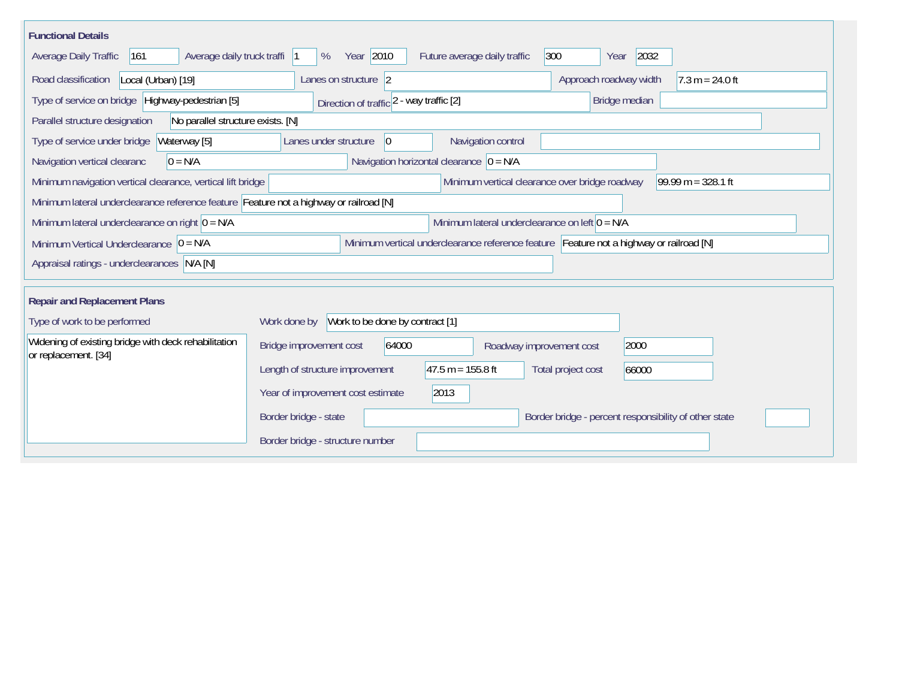## Functional Details

| Field | Value |
|---|---|
| Average Daily Traffic | 161 |
| Average daily truck traffi | 1 % |
| Year | 2010 |
| Future average daily traffic | 300 |
| Year | 2032 |
| Road classification | Local (Urban) [19] |
| Lanes on structure | 2 |
| Approach roadway width | 7.3 m = 24.0 ft |
| Type of service on bridge | Highway-pedestrian [5] |
| Direction of traffic | 2 - way traffic [2] |
| Bridge median | |
| Parallel structure designation | No parallel structure exists. [N] |
| Type of service under bridge | Waterway [5] |
| Lanes under structure | 0 |
| Navigation control | |
| Navigation vertical clearanc | 0 = N/A |
| Navigation horizontal clearance | 0 = N/A |
| Minimum navigation vertical clearance, vertical lift bridge | |
| Minimum vertical clearance over bridge roadway | 99.99 m = 328.1 ft |
| Minimum lateral underclearance reference feature | Feature not a highway or railroad [N] |
| Minimum lateral underclearance on right | 0 = N/A |
| Minimum lateral underclearance on left | 0 = N/A |
| Minimum Vertical Underclearance | 0 = N/A |
| Minimum vertical underclearance reference feature | Feature not a highway or railroad [N] |
| Appraisal ratings - underclearances | N/A [N] |

## Repair and Replacement Plans

**Type of work to be performed**

Widening of existing bridge with deck rehabilitation or replacement. [34]

| Field | Value |
|---|---|
| Work done by | Work to be done by contract [1] |
| Bridge improvement cost | 64000 |
| Roadway improvement cost | 2000 |
| Length of structure improvement | 47.5 m = 155.8 ft |
| Total project cost | 66000 |
| Year of improvement cost estimate | 2013 |
| Border bridge - state | |
| Border bridge - percent responsibility of other state | |
| Border bridge - structure number | |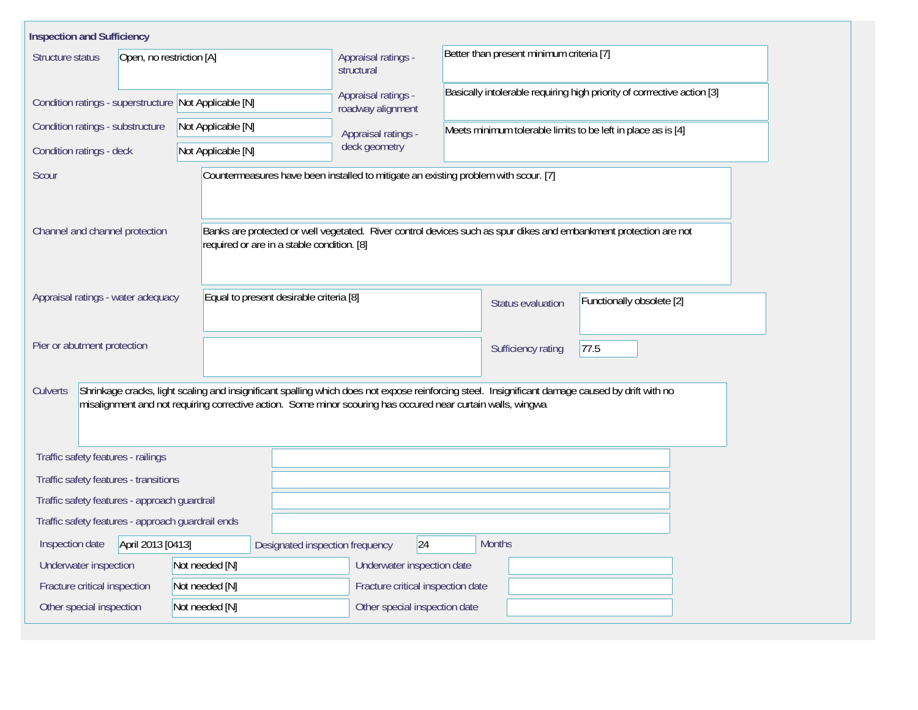## Inspection and Sufficiency

| Field | Value |
| --- | --- |
| Structure status | Open, no restriction [A] |
| Appraisal ratings - structural | Better than present minimum criteria [7] |
| Condition ratings - superstructure | Not Applicable [N] |
| Appraisal ratings - roadway alignment | Basically intolerable requiring high priority of corrrective action [3] |
| Condition ratings - substructure | Not Applicable [N] |
| Appraisal ratings - deck geometry | Meets minimum tolerable limits to be left in place as is [4] |
| Condition ratings - deck | Not Applicable [N] |
| Scour | Countermeasures have been installed to mitigate an existing problem with scour. [7] |
| Channel and channel protection | Banks are protected or well vegetated. River control devices such as spur dikes and embankment protection are not required or are in a stable condition. [8] |
| Appraisal ratings - water adequacy | Equal to present desirable criteria [8] |
| Status evaluation | Functionally obsolete [2] |
| Pier or abutment protection | |
| Sufficiency rating | 77.5 |
| Culverts | Shrinkage cracks, light scaling and insignificant spalling which does not expose reinforcing steel. Insignificant damage caused by drift with no misalignment and not requiring corrective action. Some minor scouring has occured near curtain walls, wingwa |
| Traffic safety features - railings | |
| Traffic safety features - transitions | |
| Traffic safety features - approach guardrail | |
| Traffic safety features - approach guardrail ends | |
| Inspection date | April 2013 [0413] |
| Designated inspection frequency | 24 Months |
| Underwater inspection | Not needed [N] |
| Underwater inspection date | |
| Fracture critical inspection | Not needed [N] |
| Fracture critical inspection date | |
| Other special inspection | Not needed [N] |
| Other special inspection date | |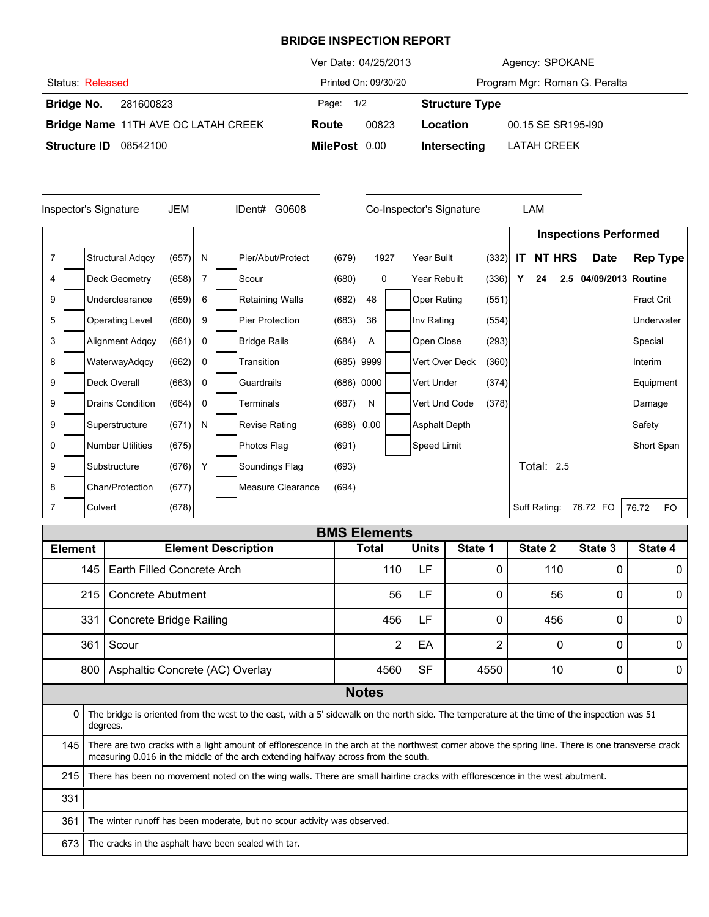# BRIDGE INSPECTION REPORT

Ver Date: 04/25/2013 | Agency: SPOKANE

Status: Released | Printed On: 09/30/20 | Program Mgr: Roman G. Peralta

**Bridge No.** 281600823 | Page: 1/2 | **Structure Type**

**Bridge Name** 11TH AVE OC LATAH CREEK | **Route** 00823 | **Location** 00.15 SE SR195-I90

**Structure ID** 08542100 | **MilePost** 0.00 | **Intersecting** LATAH CREEK

Inspector's Signature JEM IDent# G0608 | Co-Inspector's Signature LAM

| Value | | Item | Code | Value | | Item | Code | Value | | Item | Code |
|---|---|---|---|---|---|---|---|---|---|---|---|
| 7 | | Structural Adqcy | (657) | N | | Pier/Abut/Protect | (679) | 1927 | | Year Built | (332) |
| 4 | | Deck Geometry | (658) | 7 | | Scour | (680) | 0 | | Year Rebuilt | (336) |
| 9 | | Underclearance | (659) | 6 | | Retaining Walls | (682) | 48 | | Oper Rating | (551) |
| 5 | | Operating Level | (660) | 9 | | Pier Protection | (683) | 36 | | Inv Rating | (554) |
| 3 | | Alignment Adqcy | (661) | 0 | | Bridge Rails | (684) | A | | Open Close | (293) |
| 8 | | WaterwayAdqcy | (662) | 0 | | Transition | (685) | 9999 | | Vert Over Deck | (360) |
| 9 | | Deck Overall | (663) | 0 | | Guardrails | (686) | 0000 | | Vert Under | (374) |
| 9 | | Drains Condition | (664) | 0 | | Terminals | (687) | N | | Vert Und Code | (378) |
| 9 | | Superstructure | (671) | N | | Revise Rating | (688) | 0.00 | | Asphalt Depth | |
| 0 | | Number Utilities | (675) | | | Photos Flag | (691) | | | Speed Limit | |
| 9 | | Substructure | (676) | Y | | Soundings Flag | (693) | | | | |
| 8 | | Chan/Protection | (677) | | | Measure Clearance | (694) | | | | |
| 7 | | Culvert | (678) | | | | | | | | |

**Inspections Performed**

| IT | NT | HRS | Date | Rep Type |
|---|---|---|---|---|
| Y | 24 | 2.5 | 04/09/2013 | Routine |
| | | | | Fract Crit |
| | | | | Underwater |
| | | | | Special |
| | | | | Interim |
| | | | | Equipment |
| | | | | Damage |
| | | | | Safety |
| | | | | Short Span |

Total: 2.5

Suff Rating: 76.72 FO | 76.72 FO

## BMS Elements

| Element | Element Description | Total | Units | State 1 | State 2 | State 3 | State 4 |
|---|---|---|---|---|---|---|---|
| 145 | Earth Filled Concrete Arch | 110 | LF | 0 | 110 | 0 | 0 |
| 215 | Concrete Abutment | 56 | LF | 0 | 56 | 0 | 0 |
| 331 | Concrete Bridge Railing | 456 | LF | 0 | 456 | 0 | 0 |
| 361 | Scour | 2 | EA | 2 | 0 | 0 | 0 |
| 800 | Asphaltic Concrete (AC) Overlay | 4560 | SF | 4550 | 10 | 0 | 0 |

## Notes

| | |
|---|---|
| 0 | The bridge is oriented from the west to the east, with a 5' sidewalk on the north side. The temperature at the time of the inspection was 51 degrees. |
| 145 | There are two cracks with a light amount of efflorescence in the arch at the northwest corner above the spring line. There is one transverse crack measuring 0.016 in the middle of the arch extending halfway across from the south. |
| 215 | There has been no movement noted on the wing walls. There are small hairline cracks with efflorescence in the west abutment. |
| 331 | |
| 361 | The winter runoff has been moderate, but no scour activity was observed. |
| 673 | The cracks in the asphalt have been sealed with tar. |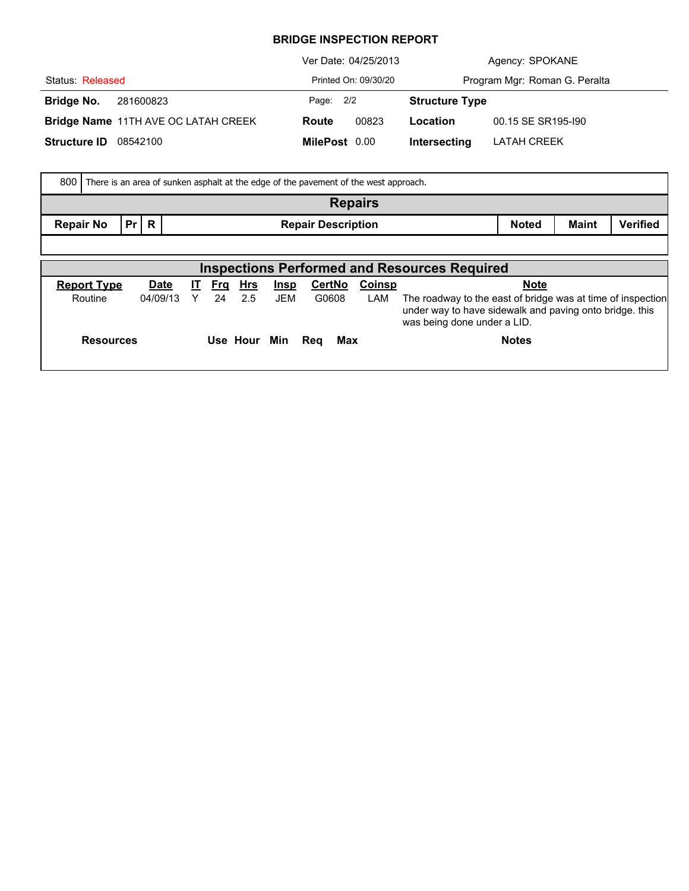**BRIDGE INSPECTION REPORT**

| | | |
|---|---|---|
| Status: Released | Ver Date: 04/25/2013 | Agency: SPOKANE |
| | Printed On: 09/30/20 | Program Mgr: Roman G. Peralta |

| | | | | | |
|---|---|---|---|---|---|
| **Bridge No.** | 281600823 | | | **Structure Type** | |
| **Bridge Name** | 11TH AVE OC LATAH CREEK | **Route** | 00823 | **Location** | 00.15 SE SR195-I90 |
| **Structure ID** | 08542100 | **MilePost** | 0.00 | **Intersecting** | LATAH CREEK |

| | |
|---|---|
| 800 | There is an area of sunken asphalt at the edge of the pavement of the west approach. |

## Repairs

| Repair No | Pr | R | Repair Description | Noted | Maint | Verified |
|---|---|---|---|---|---|---|
| | | | | | | |

## Inspections Performed and Resources Required

| Report Type | Date | IT | Frq | Hrs | Insp | CertNo | Coinsp | Note |
|---|---|---|---|---|---|---|---|---|
| Routine | 04/09/13 | Y | 24 | 2.5 | JEM | G0608 | LAM | The roadway to the east of bridge was at time of inspection under way to have sidewalk and paving onto bridge. this was being done under a LID. |

| Resources | Use | Hour | Min | Req | Max | Notes |
|---|---|---|---|---|---|---|
| | | | | | | |